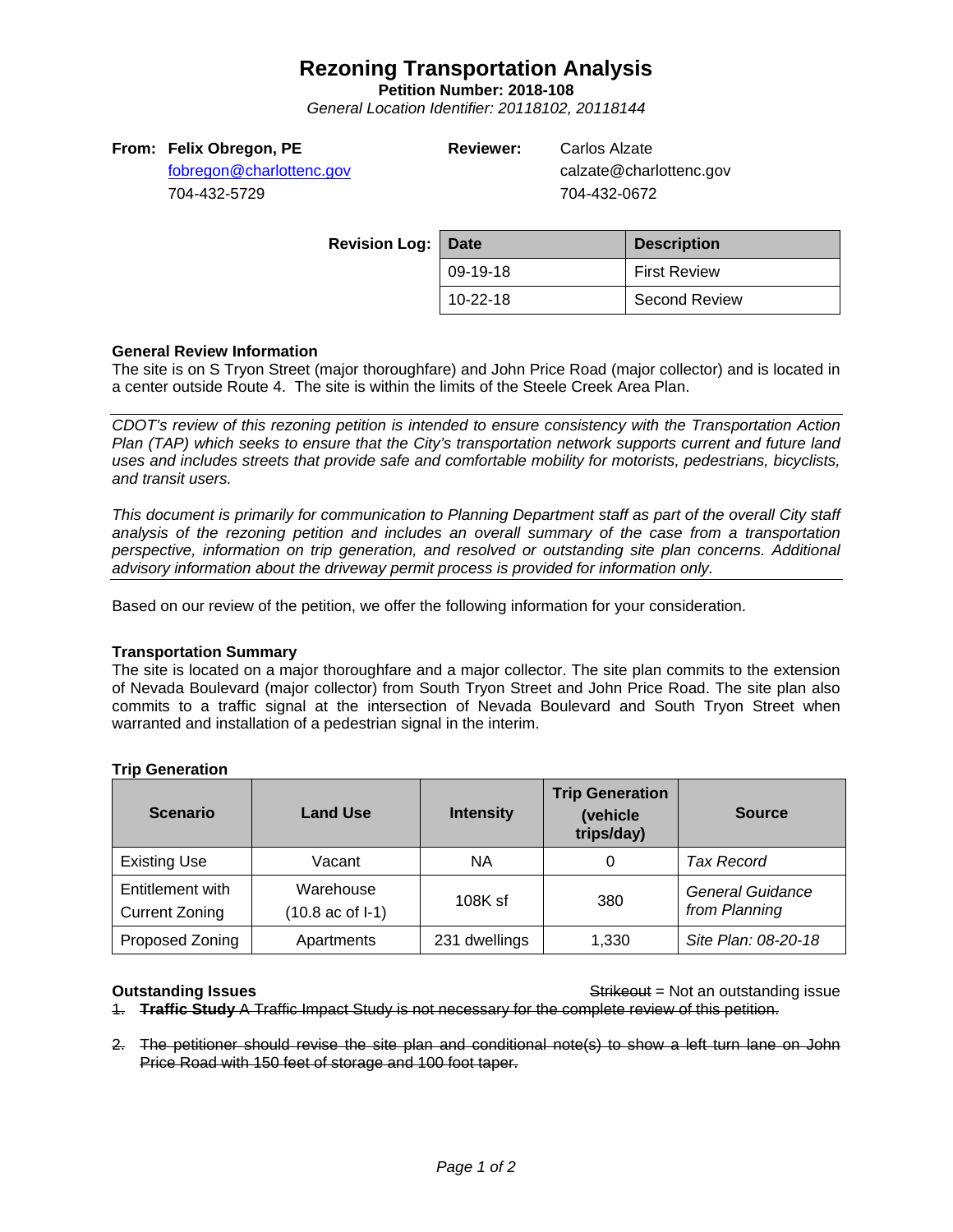# Rezoning Transportation Analysis

**Petition Number: 2018-108**

*General Location Identifier: 20118102, 20118144*

**From: Felix Obregon, PE**
fobregon@charlottenc.gov
704-432-5729

**Reviewer:** Carlos Alzate
calzate@charlottenc.gov
704-432-0672

**Revision Log:**

| Date | Description |
|---|---|
| 09-19-18 | First Review |
| 10-22-18 | Second Review |

### General Review Information

The site is on S Tryon Street (major thoroughfare) and John Price Road (major collector) and is located in a center outside Route 4. The site is within the limits of the Steele Creek Area Plan.

*CDOT's review of this rezoning petition is intended to ensure consistency with the Transportation Action Plan (TAP) which seeks to ensure that the City's transportation network supports current and future land uses and includes streets that provide safe and comfortable mobility for motorists, pedestrians, bicyclists, and transit users.*

*This document is primarily for communication to Planning Department staff as part of the overall City staff analysis of the rezoning petition and includes an overall summary of the case from a transportation perspective, information on trip generation, and resolved or outstanding site plan concerns. Additional advisory information about the driveway permit process is provided for information only.*

Based on our review of the petition, we offer the following information for your consideration.

### Transportation Summary

The site is located on a major thoroughfare and a major collector. The site plan commits to the extension of Nevada Boulevard (major collector) from South Tryon Street and John Price Road. The site plan also commits to a traffic signal at the intersection of Nevada Boulevard and South Tryon Street when warranted and installation of a pedestrian signal in the interim.

### Trip Generation

| Scenario | Land Use | Intensity | Trip Generation (vehicle trips/day) | Source |
|---|---|---|---|---|
| Existing Use | Vacant | NA | 0 | *Tax Record* |
| Entitlement with Current Zoning | Warehouse (10.8 ac of I-1) | 108K sf | 380 | *General Guidance from Planning* |
| Proposed Zoning | Apartments | 231 dwellings | 1,330 | *Site Plan: 08-20-18* |

### Outstanding Issues

~~Strikeout~~ = Not an outstanding issue

1. ~~**Traffic Study** A Traffic Impact Study is not necessary for the complete review of this petition.~~

2. ~~The petitioner should revise the site plan and conditional note(s) to show a left turn lane on John Price Road with 150 feet of storage and 100 foot taper.~~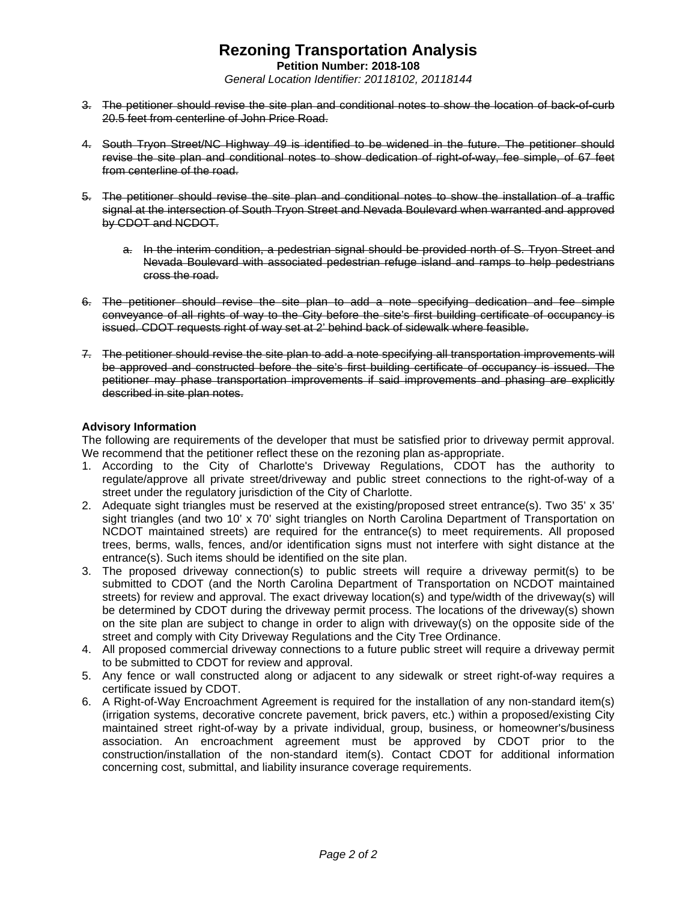# Rezoning Transportation Analysis

**Petition Number: 2018-108**

*General Location Identifier: 20118102, 20118144*

3. ~~The petitioner should revise the site plan and conditional notes to show the location of back-of-curb 20.5 feet from centerline of John Price Road.~~

4. ~~South Tryon Street/NC Highway 49 is identified to be widened in the future. The petitioner should revise the site plan and conditional notes to show dedication of right-of-way, fee simple, of 67 feet from centerline of the road.~~

5. ~~The petitioner should revise the site plan and conditional notes to show the installation of a traffic signal at the intersection of South Tryon Street and Nevada Boulevard when warranted and approved by CDOT and NCDOT.~~

   a. ~~In the interim condition, a pedestrian signal should be provided north of S. Tryon Street and Nevada Boulevard with associated pedestrian refuge island and ramps to help pedestrians cross the road.~~

6. ~~The petitioner should revise the site plan to add a note specifying dedication and fee simple conveyance of all rights of way to the City before the site's first building certificate of occupancy is issued. CDOT requests right of way set at 2' behind back of sidewalk where feasible.~~

7. ~~The petitioner should revise the site plan to add a note specifying all transportation improvements will be approved and constructed before the site's first building certificate of occupancy is issued. The petitioner may phase transportation improvements if said improvements and phasing are explicitly described in site plan notes.~~

**Advisory Information**

The following are requirements of the developer that must be satisfied prior to driveway permit approval. We recommend that the petitioner reflect these on the rezoning plan as-appropriate.

1. According to the City of Charlotte's Driveway Regulations, CDOT has the authority to regulate/approve all private street/driveway and public street connections to the right-of-way of a street under the regulatory jurisdiction of the City of Charlotte.
2. Adequate sight triangles must be reserved at the existing/proposed street entrance(s). Two 35' x 35' sight triangles (and two 10' x 70' sight triangles on North Carolina Department of Transportation on NCDOT maintained streets) are required for the entrance(s) to meet requirements. All proposed trees, berms, walls, fences, and/or identification signs must not interfere with sight distance at the entrance(s). Such items should be identified on the site plan.
3. The proposed driveway connection(s) to public streets will require a driveway permit(s) to be submitted to CDOT (and the North Carolina Department of Transportation on NCDOT maintained streets) for review and approval. The exact driveway location(s) and type/width of the driveway(s) will be determined by CDOT during the driveway permit process. The locations of the driveway(s) shown on the site plan are subject to change in order to align with driveway(s) on the opposite side of the street and comply with City Driveway Regulations and the City Tree Ordinance.
4. All proposed commercial driveway connections to a future public street will require a driveway permit to be submitted to CDOT for review and approval.
5. Any fence or wall constructed along or adjacent to any sidewalk or street right-of-way requires a certificate issued by CDOT.
6. A Right-of-Way Encroachment Agreement is required for the installation of any non-standard item(s) (irrigation systems, decorative concrete pavement, brick pavers, etc.) within a proposed/existing City maintained street right-of-way by a private individual, group, business, or homeowner's/business association. An encroachment agreement must be approved by CDOT prior to the construction/installation of the non-standard item(s). Contact CDOT for additional information concerning cost, submittal, and liability insurance coverage requirements.